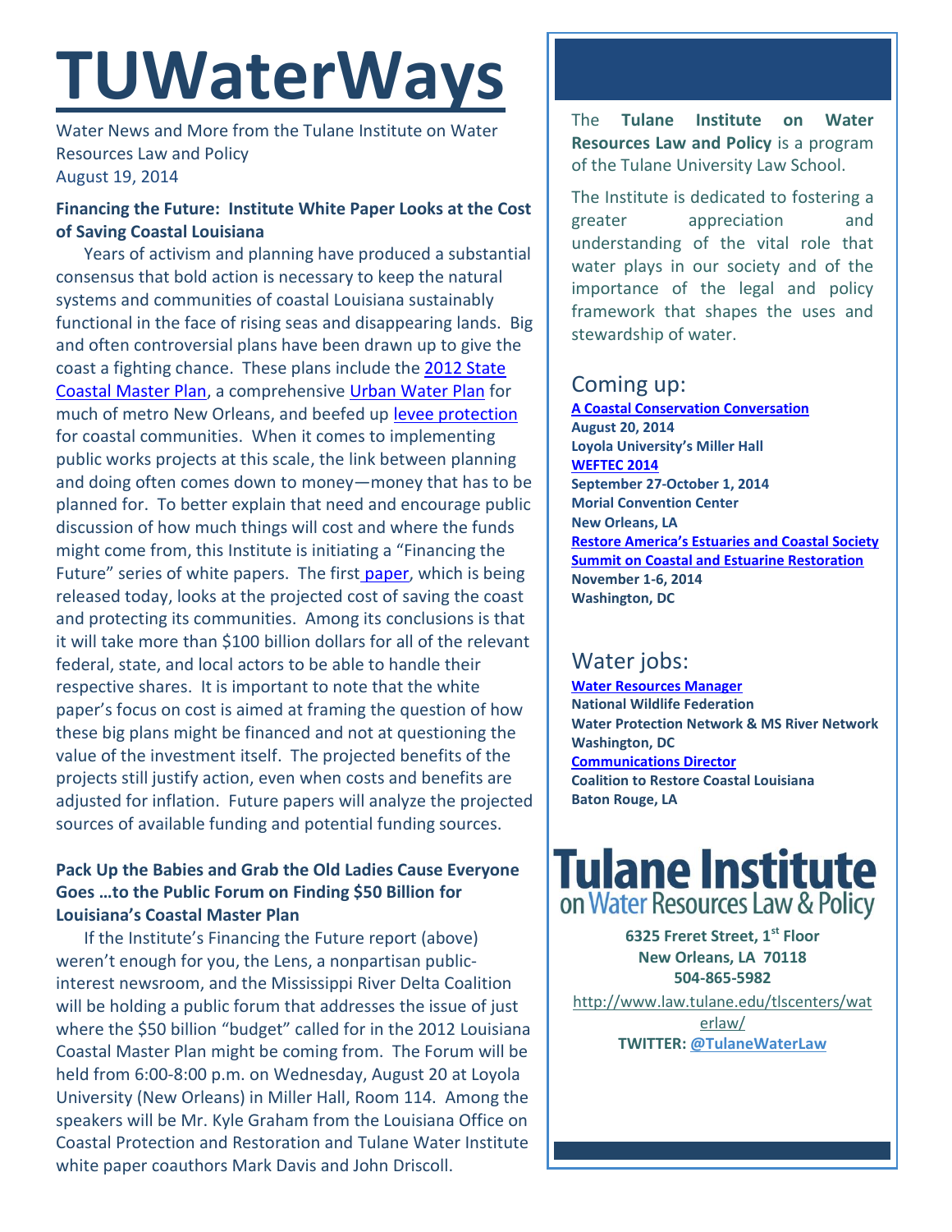# TUWaterWays

Water News and More from the Tulane Institute on Water Resources Law and Policy
August 19, 2014

**Financing the Future: Institute White Paper Looks at the Cost of Saving Coastal Louisiana**

Years of activism and planning have produced a substantial consensus that bold action is necessary to keep the natural systems and communities of coastal Louisiana sustainably functional in the face of rising seas and disappearing lands. Big and often controversial plans have been drawn up to give the coast a fighting chance. These plans include the 2012 State Coastal Master Plan, a comprehensive Urban Water Plan for much of metro New Orleans, and beefed up levee protection for coastal communities. When it comes to implementing public works projects at this scale, the link between planning and doing often comes down to money—money that has to be planned for. To better explain that need and encourage public discussion of how much things will cost and where the funds might come from, this Institute is initiating a "Financing the Future" series of white papers. The first paper, which is being released today, looks at the projected cost of saving the coast and protecting its communities. Among its conclusions is that it will take more than $100 billion dollars for all of the relevant federal, state, and local actors to be able to handle their respective shares. It is important to note that the white paper's focus on cost is aimed at framing the question of how these big plans might be financed and not at questioning the value of the investment itself. The projected benefits of the projects still justify action, even when costs and benefits are adjusted for inflation. Future papers will analyze the projected sources of available funding and potential funding sources.

**Pack Up the Babies and Grab the Old Ladies Cause Everyone Goes …to the Public Forum on Finding $50 Billion for Louisiana's Coastal Master Plan**

If the Institute's Financing the Future report (above) weren't enough for you, the Lens, a nonpartisan public-interest newsroom, and the Mississippi River Delta Coalition will be holding a public forum that addresses the issue of just where the $50 billion "budget" called for in the 2012 Louisiana Coastal Master Plan might be coming from. The Forum will be held from 6:00-8:00 p.m. on Wednesday, August 20 at Loyola University (New Orleans) in Miller Hall, Room 114. Among the speakers will be Mr. Kyle Graham from the Louisiana Office on Coastal Protection and Restoration and Tulane Water Institute white paper coauthors Mark Davis and John Driscoll.

The **Tulane Institute on Water Resources Law and Policy** is a program of the Tulane University Law School.

The Institute is dedicated to fostering a greater appreciation and understanding of the vital role that water plays in our society and of the importance of the legal and policy framework that shapes the uses and stewardship of water.

## Coming up:

**A Coastal Conservation Conversation**
**August 20, 2014**
**Loyola University's Miller Hall**

**WEFTEC 2014**
**September 27-October 1, 2014**
**Morial Convention Center**
**New Orleans, LA**

**Restore America's Estuaries and Coastal Society Summit on Coastal and Estuarine Restoration**
**November 1-6, 2014**
**Washington, DC**

## Water jobs:

**Water Resources Manager**
**National Wildlife Federation**
**Water Protection Network & MS River Network**
**Washington, DC**

**Communications Director**
**Coalition to Restore Coastal Louisiana**
**Baton Rouge, LA**

**Tulane Institute on Water Resources Law & Policy**

**6325 Freret Street, 1st Floor**
**New Orleans, LA 70118**
**504-865-5982**

http://www.law.tulane.edu/tlscenters/waterlaw/
**TWITTER: @TulaneWaterLaw**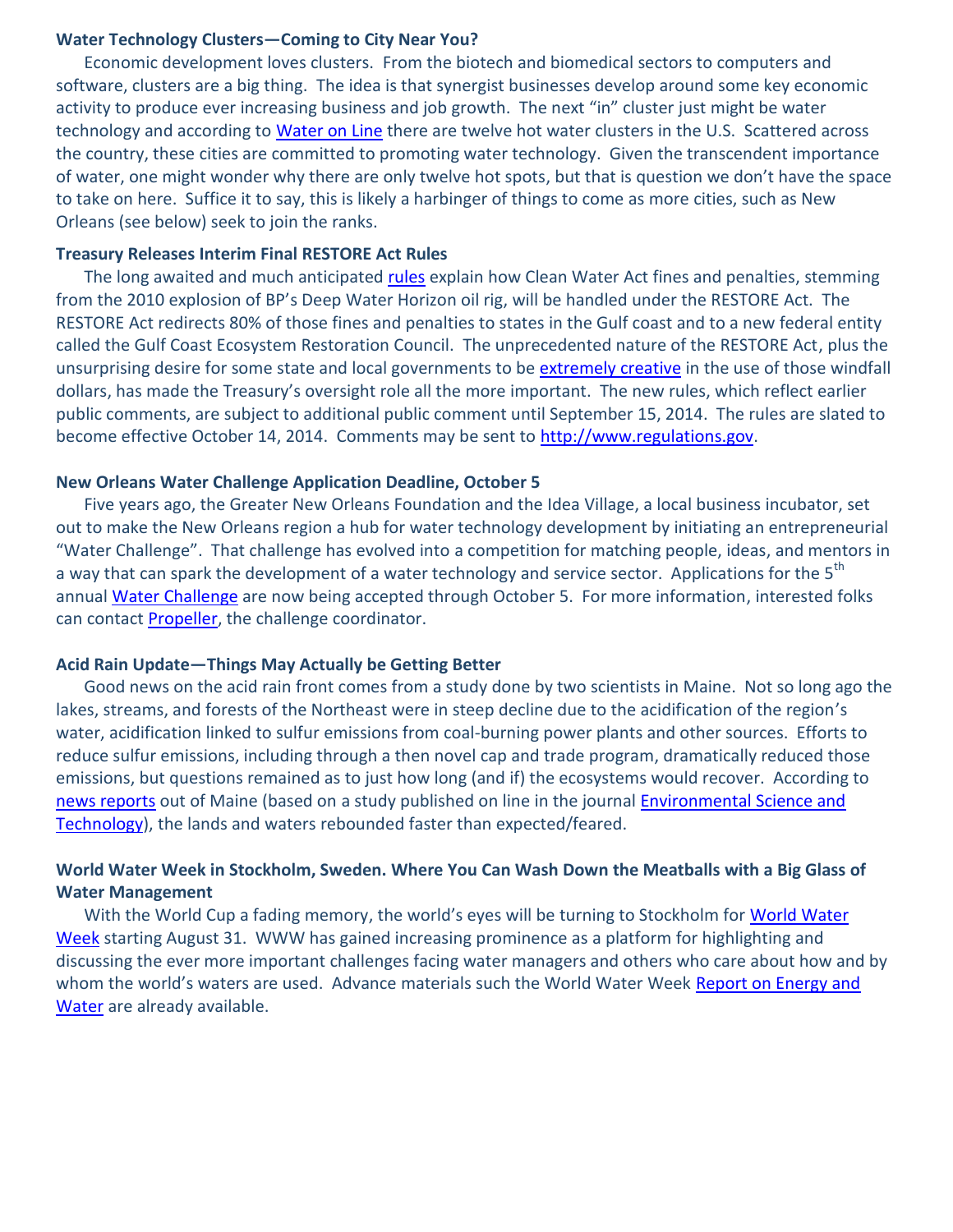**Water Technology Clusters—Coming to City Near You?**

Economic development loves clusters. From the biotech and biomedical sectors to computers and software, clusters are a big thing. The idea is that synergist businesses develop around some key economic activity to produce ever increasing business and job growth. The next "in" cluster just might be water technology and according to Water on Line there are twelve hot water clusters in the U.S. Scattered across the country, these cities are committed to promoting water technology. Given the transcendent importance of water, one might wonder why there are only twelve hot spots, but that is question we don't have the space to take on here. Suffice it to say, this is likely a harbinger of things to come as more cities, such as New Orleans (see below) seek to join the ranks.

**Treasury Releases Interim Final RESTORE Act Rules**

The long awaited and much anticipated rules explain how Clean Water Act fines and penalties, stemming from the 2010 explosion of BP's Deep Water Horizon oil rig, will be handled under the RESTORE Act. The RESTORE Act redirects 80% of those fines and penalties to states in the Gulf coast and to a new federal entity called the Gulf Coast Ecosystem Restoration Council. The unprecedented nature of the RESTORE Act, plus the unsurprising desire for some state and local governments to be extremely creative in the use of those windfall dollars, has made the Treasury's oversight role all the more important. The new rules, which reflect earlier public comments, are subject to additional public comment until September 15, 2014. The rules are slated to become effective October 14, 2014. Comments may be sent to http://www.regulations.gov.

**New Orleans Water Challenge Application Deadline, October 5**

Five years ago, the Greater New Orleans Foundation and the Idea Village, a local business incubator, set out to make the New Orleans region a hub for water technology development by initiating an entrepreneurial "Water Challenge". That challenge has evolved into a competition for matching people, ideas, and mentors in a way that can spark the development of a water technology and service sector. Applications for the 5th annual Water Challenge are now being accepted through October 5. For more information, interested folks can contact Propeller, the challenge coordinator.

**Acid Rain Update—Things May Actually be Getting Better**

Good news on the acid rain front comes from a study done by two scientists in Maine. Not so long ago the lakes, streams, and forests of the Northeast were in steep decline due to the acidification of the region's water, acidification linked to sulfur emissions from coal-burning power plants and other sources. Efforts to reduce sulfur emissions, including through a then novel cap and trade program, dramatically reduced those emissions, but questions remained as to just how long (and if) the ecosystems would recover. According to news reports out of Maine (based on a study published on line in the journal Environmental Science and Technology), the lands and waters rebounded faster than expected/feared.

**World Water Week in Stockholm, Sweden. Where You Can Wash Down the Meatballs with a Big Glass of Water Management**

With the World Cup a fading memory, the world's eyes will be turning to Stockholm for World Water Week starting August 31. WWW has gained increasing prominence as a platform for highlighting and discussing the ever more important challenges facing water managers and others who care about how and by whom the world's waters are used. Advance materials such the World Water Week Report on Energy and Water are already available.